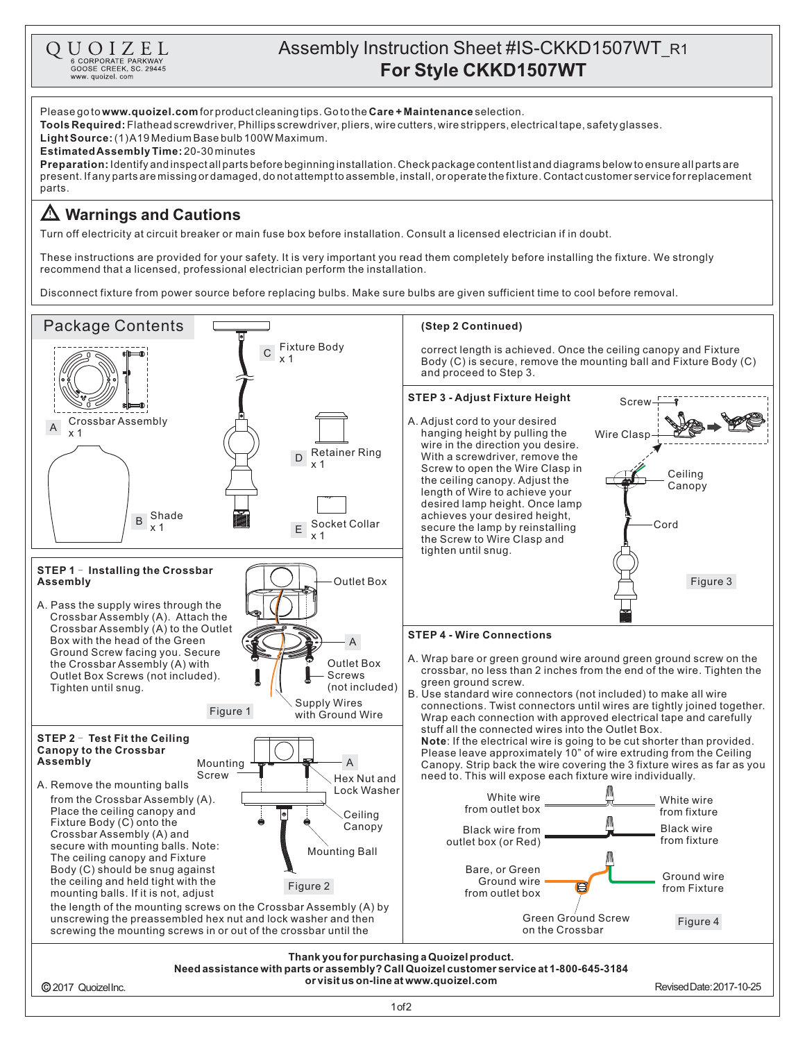QUOIZEL
6 CORPORATE PARKWAY
GOOSE CREEK, SC. 29445
www. quoizel. com

# Assembly Instruction Sheet #IS-CKKD1507WT_R1
## For Style CKKD1507WT

Please go to **www.quoizel.com** for product cleaning tips. Go to the **Care + Maintenance** selection.
**Tools Required:** Flathead screwdriver, Phillips screwdriver, pliers, wire cutters, wire strippers, electrical tape, safety glasses.
**Light Source:** (1) A19 Medium Base bulb 100W Maximum.
**Estimated Assembly Time:** 20-30 minutes
**Preparation:** Identify and inspect all parts before beginning installation. Check package content list and diagrams below to ensure all parts are present. If any parts are missing or damaged, do not attempt to assemble, install, or operate the fixture. Contact customer service for replacement parts.

## ⚠ Warnings and Cautions

Turn off electricity at circuit breaker or main fuse box before installation. Consult a licensed electrician if in doubt.

These instructions are provided for your safety. It is very important you read them completely before installing the fixture. We strongly recommend that a licensed, professional electrician perform the installation.

Disconnect fixture from power source before replacing bulbs. Make sure bulbs are given sufficient time to cool before removal.

## Package Contents

- A Crossbar Assembly x 1
- B Shade x 1
- C Fixture Body x 1
- D Retainer Ring x 1
- E Socket Collar x 1

### STEP 1 - Installing the Crossbar Assembly

A. Pass the supply wires through the Crossbar Assembly (A). Attach the Crossbar Assembly (A) to the Outlet Box with the head of the Green Ground Screw facing you. Secure the Crossbar Assembly (A) with Outlet Box Screws (not included). Tighten until snug.

Outlet Box, A, Outlet Box Screws (not included), Supply Wires with Ground Wire

Figure 1

### STEP 2 - Test Fit the Ceiling Canopy to the Crossbar Assembly

A. Remove the mounting balls from the Crossbar Assembly (A). Place the ceiling canopy and Fixture Body (C) onto the Crossbar Assembly (A) and secure with mounting balls. Note: The ceiling canopy and Fixture Body (C) should be snug against the ceiling and held tight with the mounting balls. If it is not, adjust the length of the mounting screws on the Crossbar Assembly (A) by unscrewing the preassembled hex nut and lock washer and then screwing the mounting screws in or out of the crossbar until the correct length is achieved. Once the ceiling canopy and Fixture Body (C) is secure, remove the mounting ball and Fixture Body (C) and proceed to Step 3.

Mounting Screw, A, Hex Nut and Lock Washer, Ceiling Canopy, Mounting Ball

Figure 2

### STEP 3 - Adjust Fixture Height

A. Adjust cord to your desired hanging height by pulling the wire in the direction you desire. With a screwdriver, remove the Screw to open the Wire Clasp in the ceiling canopy. Adjust the length of Wire to achieve your desired lamp height. Once lamp achieves your desired height, secure the lamp by reinstalling the Screw to Wire Clasp and tighten until snug.

Screw, Wire Clasp, Ceiling Canopy, Cord

Figure 3

### STEP 4 - Wire Connections

A. Wrap bare or green ground wire around green ground screw on the crossbar, no less than 2 inches from the end of the wire. Tighten the green ground screw.
B. Use standard wire connectors (not included) to make all wire connections. Twist connectors until wires are tightly joined together. Wrap each connection with approved electrical tape and carefully stuff all the connected wires into the Outlet Box.
**Note**: If the electrical wire is going to be cut shorter than provided. Please leave approximately 10" of wire extruding from the Ceiling Canopy. Strip back the wire covering the 3 fixture wires as far as you need to. This will expose each fixture wire individually.

White wire from outlet box — White wire from fixture
Black wire from outlet box (or Red) — Black wire from fixture
Bare, or Green Ground wire from outlet box — Ground wire from Fixture
Green Ground Screw on the Crossbar

Figure 4

**Thank you for purchasing a Quoizel product.**
**Need assistance with parts or assembly? Call Quoizel customer service at 1-800-645-3184 or visit us on-line at www.quoizel.com**

© 2017 Quoizel Inc.
Revised Date: 2017-10-25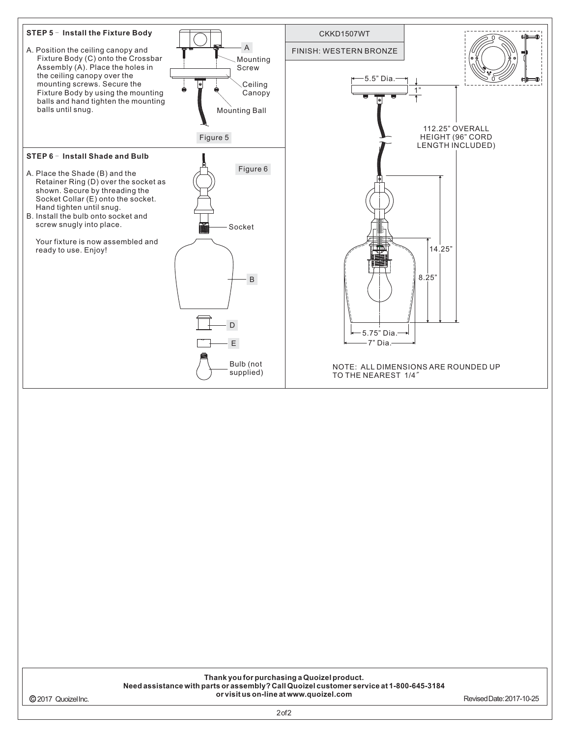## STEP 5 - Install the Fixture Body

A. Position the ceiling canopy and Fixture Body (C) onto the Crossbar Assembly (A). Place the holes in the ceiling canopy over the mounting screws. Secure the Fixture Body by using the mounting balls and hand tighten the mounting balls until snug.

A
Mounting Screw
Ceiling Canopy
Mounting Ball

Figure 5

## STEP 6 - Install Shade and Bulb

A. Place the Shade (B) and the Retainer Ring (D) over the socket as shown. Secure by threading the Socket Collar (E) onto the socket. Hand tighten until snug.

B. Install the bulb onto socket and screw snugly into place.

Your fixture is now assembled and ready to use. Enjoy!

Figure 6

Socket
B
D
E
Bulb (not supplied)

CKKD1507WT

FINISH: WESTERN BRONZE

5.5" Dia.
1"
112.25" OVERALL HEIGHT (96" CORD LENGTH INCLUDED)
14.25"
8.25"
5.75" Dia.
7" Dia.

NOTE: ALL DIMENSIONS ARE ROUNDED UP TO THE NEAREST 1/4"

**Thank you for purchasing a Quoizel product.**
**Need assistance with parts or assembly? Call Quoizel customer service at 1-800-645-3184 or visit us on-line at www.quoizel.com**

© 2017 Quoizel Inc.

Revised Date: 2017-10-25